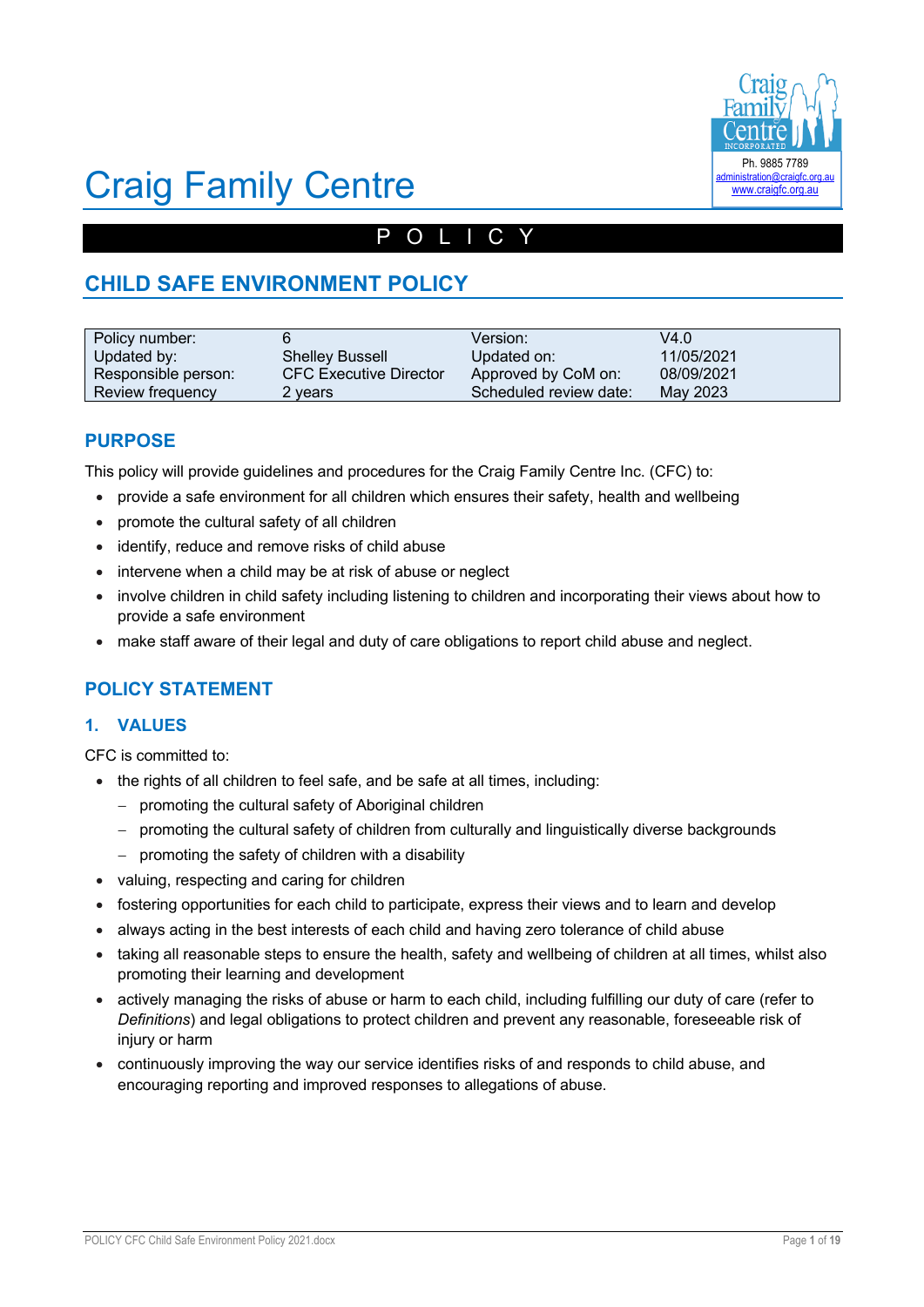# Craig Family Centre

Ph. 9885 7789
administration@craigfc.org.au
www.craigfc.org.au

POLICY

## CHILD SAFE ENVIRONMENT POLICY

| Policy number: | 6 | Version: | V4.0 |
|---|---|---|---|
| Updated by: | Shelley Bussell | Updated on: | 11/05/2021 |
| Responsible person: | CFC Executive Director | Approved by CoM on: | 08/09/2021 |
| Review frequency | 2 years | Scheduled review date: | May 2023 |

## PURPOSE

This policy will provide guidelines and procedures for the Craig Family Centre Inc. (CFC) to:

- provide a safe environment for all children which ensures their safety, health and wellbeing
- promote the cultural safety of all children
- identify, reduce and remove risks of child abuse
- intervene when a child may be at risk of abuse or neglect
- involve children in child safety including listening to children and incorporating their views about how to provide a safe environment
- make staff aware of their legal and duty of care obligations to report child abuse and neglect.

## POLICY STATEMENT

### 1. VALUES

CFC is committed to:

- the rights of all children to feel safe, and be safe at all times, including:
  - promoting the cultural safety of Aboriginal children
  - promoting the cultural safety of children from culturally and linguistically diverse backgrounds
  - promoting the safety of children with a disability
- valuing, respecting and caring for children
- fostering opportunities for each child to participate, express their views and to learn and develop
- always acting in the best interests of each child and having zero tolerance of child abuse
- taking all reasonable steps to ensure the health, safety and wellbeing of children at all times, whilst also promoting their learning and development
- actively managing the risks of abuse or harm to each child, including fulfilling our duty of care (refer to *Definitions*) and legal obligations to protect children and prevent any reasonable, foreseeable risk of injury or harm
- continuously improving the way our service identifies risks of and responds to child abuse, and encouraging reporting and improved responses to allegations of abuse.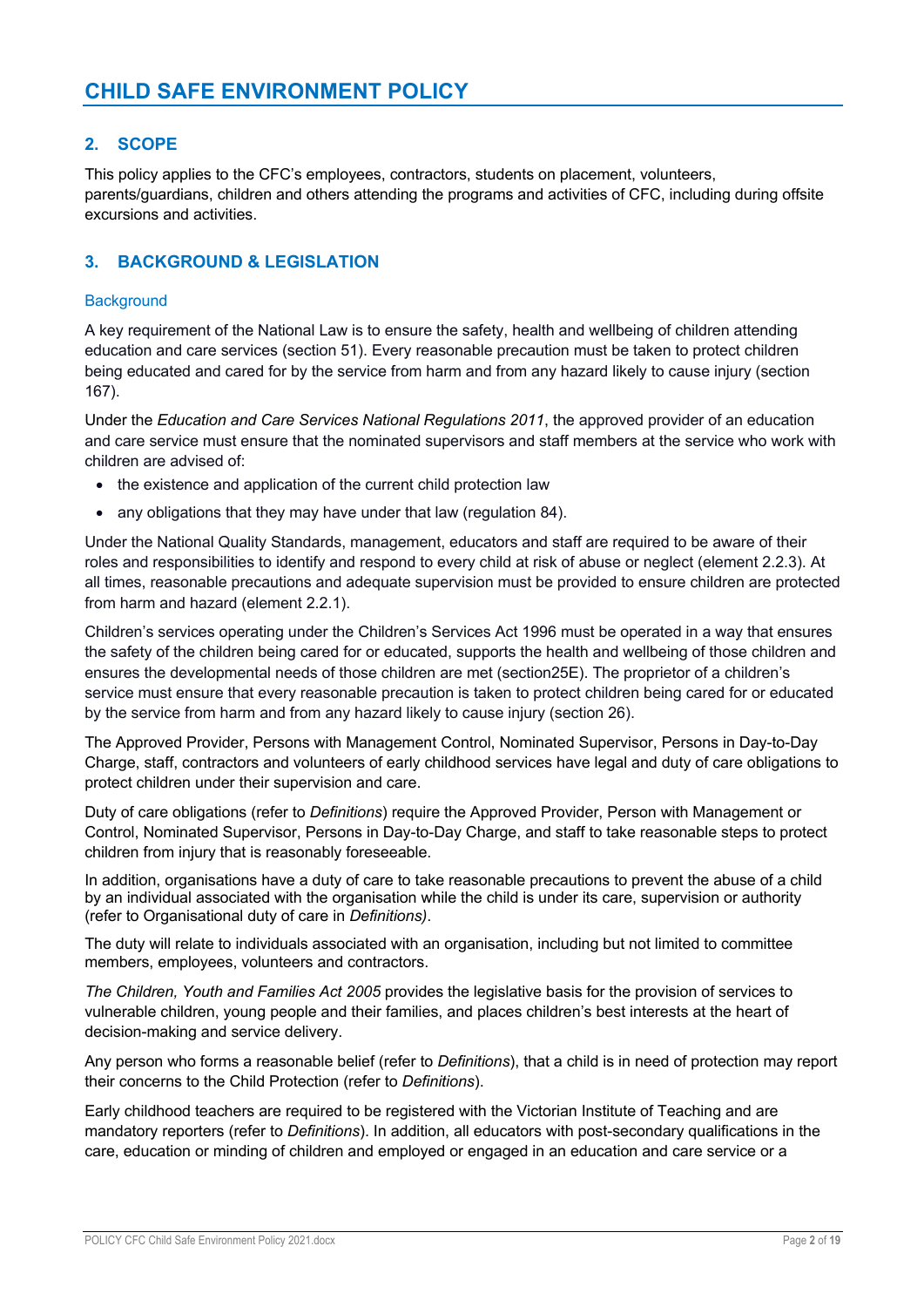# CHILD SAFE ENVIRONMENT POLICY

## 2. SCOPE

This policy applies to the CFC's employees, contractors, students on placement, volunteers, parents/guardians, children and others attending the programs and activities of CFC, including during offsite excursions and activities.

## 3. BACKGROUND & LEGISLATION

### Background

A key requirement of the National Law is to ensure the safety, health and wellbeing of children attending education and care services (section 51). Every reasonable precaution must be taken to protect children being educated and cared for by the service from harm and from any hazard likely to cause injury (section 167).

Under the *Education and Care Services National Regulations 2011*, the approved provider of an education and care service must ensure that the nominated supervisors and staff members at the service who work with children are advised of:

- the existence and application of the current child protection law
- any obligations that they may have under that law (regulation 84).

Under the National Quality Standards, management, educators and staff are required to be aware of their roles and responsibilities to identify and respond to every child at risk of abuse or neglect (element 2.2.3). At all times, reasonable precautions and adequate supervision must be provided to ensure children are protected from harm and hazard (element 2.2.1).

Children's services operating under the Children's Services Act 1996 must be operated in a way that ensures the safety of the children being cared for or educated, supports the health and wellbeing of those children and ensures the developmental needs of those children are met (section25E). The proprietor of a children's service must ensure that every reasonable precaution is taken to protect children being cared for or educated by the service from harm and from any hazard likely to cause injury (section 26).

The Approved Provider, Persons with Management Control, Nominated Supervisor, Persons in Day-to-Day Charge, staff, contractors and volunteers of early childhood services have legal and duty of care obligations to protect children under their supervision and care.

Duty of care obligations (refer to *Definitions*) require the Approved Provider, Person with Management or Control, Nominated Supervisor, Persons in Day-to-Day Charge, and staff to take reasonable steps to protect children from injury that is reasonably foreseeable.

In addition, organisations have a duty of care to take reasonable precautions to prevent the abuse of a child by an individual associated with the organisation while the child is under its care, supervision or authority (refer to Organisational duty of care in *Definitions)*.

The duty will relate to individuals associated with an organisation, including but not limited to committee members, employees, volunteers and contractors.

*The Children, Youth and Families Act 2005* provides the legislative basis for the provision of services to vulnerable children, young people and their families, and places children's best interests at the heart of decision-making and service delivery.

Any person who forms a reasonable belief (refer to *Definitions*), that a child is in need of protection may report their concerns to the Child Protection (refer to *Definitions*).

Early childhood teachers are required to be registered with the Victorian Institute of Teaching and are mandatory reporters (refer to *Definitions*). In addition, all educators with post-secondary qualifications in the care, education or minding of children and employed or engaged in an education and care service or a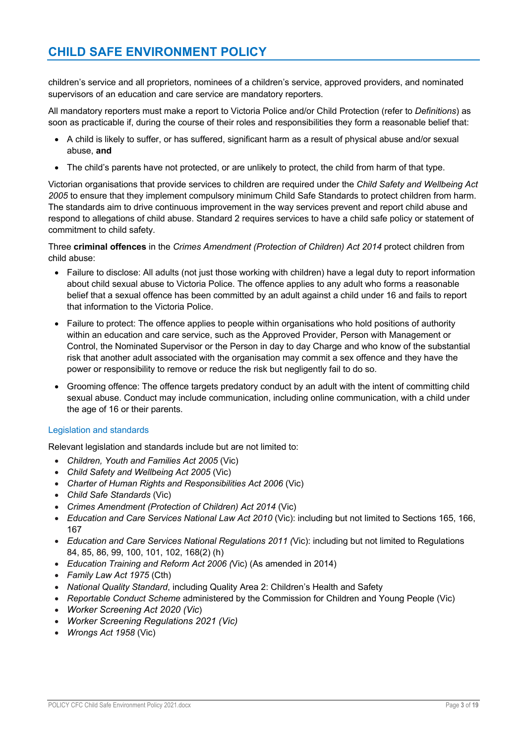children's service and all proprietors, nominees of a children's service, approved providers, and nominated supervisors of an education and care service are mandatory reporters.

All mandatory reporters must make a report to Victoria Police and/or Child Protection (refer to *Definitions*) as soon as practicable if, during the course of their roles and responsibilities they form a reasonable belief that:

- A child is likely to suffer, or has suffered, significant harm as a result of physical abuse and/or sexual abuse, **and**
- The child's parents have not protected, or are unlikely to protect, the child from harm of that type.

Victorian organisations that provide services to children are required under the *Child Safety and Wellbeing Act 2005* to ensure that they implement compulsory minimum Child Safe Standards to protect children from harm. The standards aim to drive continuous improvement in the way services prevent and report child abuse and respond to allegations of child abuse. Standard 2 requires services to have a child safe policy or statement of commitment to child safety.

Three **criminal offences** in the *Crimes Amendment (Protection of Children) Act 2014* protect children from child abuse:

- Failure to disclose: All adults (not just those working with children) have a legal duty to report information about child sexual abuse to Victoria Police. The offence applies to any adult who forms a reasonable belief that a sexual offence has been committed by an adult against a child under 16 and fails to report that information to the Victoria Police.
- Failure to protect: The offence applies to people within organisations who hold positions of authority within an education and care service, such as the Approved Provider, Person with Management or Control, the Nominated Supervisor or the Person in day to day Charge and who know of the substantial risk that another adult associated with the organisation may commit a sex offence and they have the power or responsibility to remove or reduce the risk but negligently fail to do so.
- Grooming offence: The offence targets predatory conduct by an adult with the intent of committing child sexual abuse. Conduct may include communication, including online communication, with a child under the age of 16 or their parents.

### Legislation and standards

Relevant legislation and standards include but are not limited to:

- *Children, Youth and Families Act 2005* (Vic)
- *Child Safety and Wellbeing Act 2005* (Vic)
- *Charter of Human Rights and Responsibilities Act 2006* (Vic)
- *Child Safe Standards* (Vic)
- *Crimes Amendment (Protection of Children) Act 2014* (Vic)
- *Education and Care Services National Law Act 2010* (Vic): including but not limited to Sections 165, 166, 167
- *Education and Care Services National Regulations 2011 (*Vic): including but not limited to Regulations 84, 85, 86, 99, 100, 101, 102, 168(2) (h)
- *Education Training and Reform Act 2006 (*Vic) (As amended in 2014)
- *Family Law Act 1975* (Cth)
- *National Quality Standard*, including Quality Area 2: Children's Health and Safety
- *Reportable Conduct Scheme* administered by the Commission for Children and Young People (Vic)
- *Worker Screening Act 2020 (Vic*)
- *Worker Screening Regulations 2021 (Vic)*
- *Wrongs Act 1958* (Vic)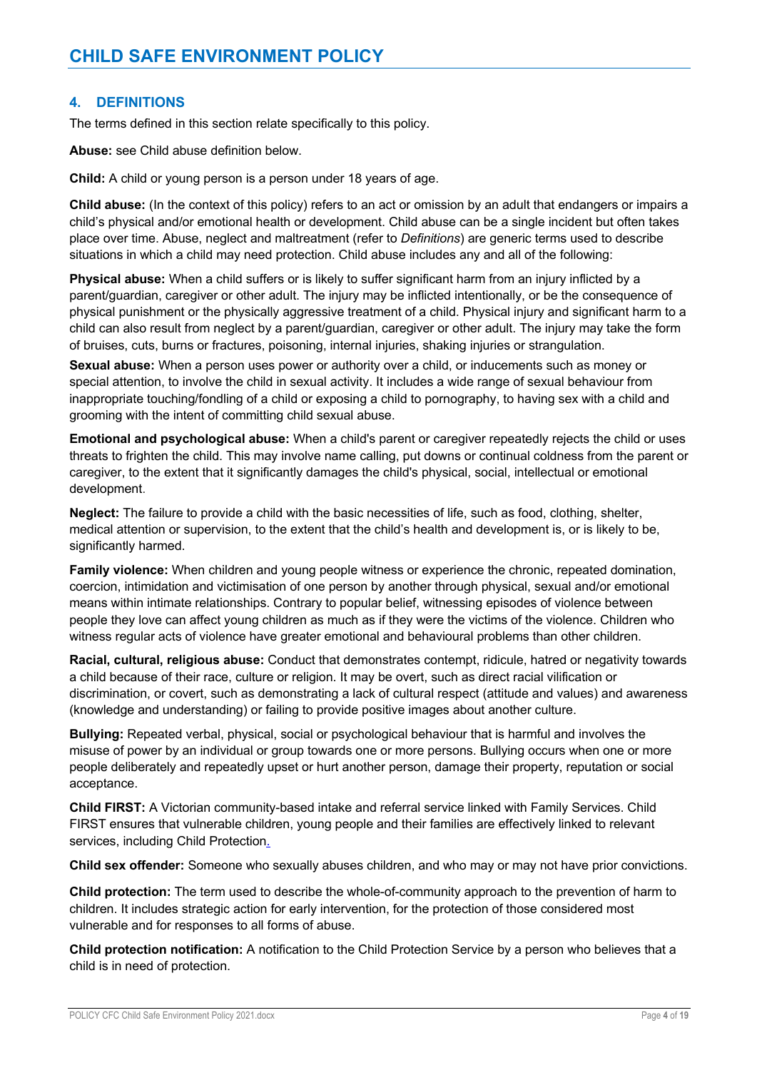## 4. DEFINITIONS

The terms defined in this section relate specifically to this policy.

**Abuse:** see Child abuse definition below.

**Child:** A child or young person is a person under 18 years of age.

**Child abuse:** (In the context of this policy) refers to an act or omission by an adult that endangers or impairs a child's physical and/or emotional health or development. Child abuse can be a single incident but often takes place over time. Abuse, neglect and maltreatment (refer to *Definitions*) are generic terms used to describe situations in which a child may need protection. Child abuse includes any and all of the following:

**Physical abuse:** When a child suffers or is likely to suffer significant harm from an injury inflicted by a parent/guardian, caregiver or other adult. The injury may be inflicted intentionally, or be the consequence of physical punishment or the physically aggressive treatment of a child. Physical injury and significant harm to a child can also result from neglect by a parent/guardian, caregiver or other adult. The injury may take the form of bruises, cuts, burns or fractures, poisoning, internal injuries, shaking injuries or strangulation.

**Sexual abuse:** When a person uses power or authority over a child, or inducements such as money or special attention, to involve the child in sexual activity. It includes a wide range of sexual behaviour from inappropriate touching/fondling of a child or exposing a child to pornography, to having sex with a child and grooming with the intent of committing child sexual abuse.

**Emotional and psychological abuse:** When a child's parent or caregiver repeatedly rejects the child or uses threats to frighten the child. This may involve name calling, put downs or continual coldness from the parent or caregiver, to the extent that it significantly damages the child's physical, social, intellectual or emotional development.

**Neglect:** The failure to provide a child with the basic necessities of life, such as food, clothing, shelter, medical attention or supervision, to the extent that the child's health and development is, or is likely to be, significantly harmed.

**Family violence:** When children and young people witness or experience the chronic, repeated domination, coercion, intimidation and victimisation of one person by another through physical, sexual and/or emotional means within intimate relationships. Contrary to popular belief, witnessing episodes of violence between people they love can affect young children as much as if they were the victims of the violence. Children who witness regular acts of violence have greater emotional and behavioural problems than other children.

**Racial, cultural, religious abuse:** Conduct that demonstrates contempt, ridicule, hatred or negativity towards a child because of their race, culture or religion. It may be overt, such as direct racial vilification or discrimination, or covert, such as demonstrating a lack of cultural respect (attitude and values) and awareness (knowledge and understanding) or failing to provide positive images about another culture.

**Bullying:** Repeated verbal, physical, social or psychological behaviour that is harmful and involves the misuse of power by an individual or group towards one or more persons. Bullying occurs when one or more people deliberately and repeatedly upset or hurt another person, damage their property, reputation or social acceptance.

**Child FIRST:** A Victorian community-based intake and referral service linked with Family Services. Child FIRST ensures that vulnerable children, young people and their families are effectively linked to relevant services, including Child Protection.

**Child sex offender:** Someone who sexually abuses children, and who may or may not have prior convictions.

**Child protection:** The term used to describe the whole-of-community approach to the prevention of harm to children. It includes strategic action for early intervention, for the protection of those considered most vulnerable and for responses to all forms of abuse.

**Child protection notification:** A notification to the Child Protection Service by a person who believes that a child is in need of protection.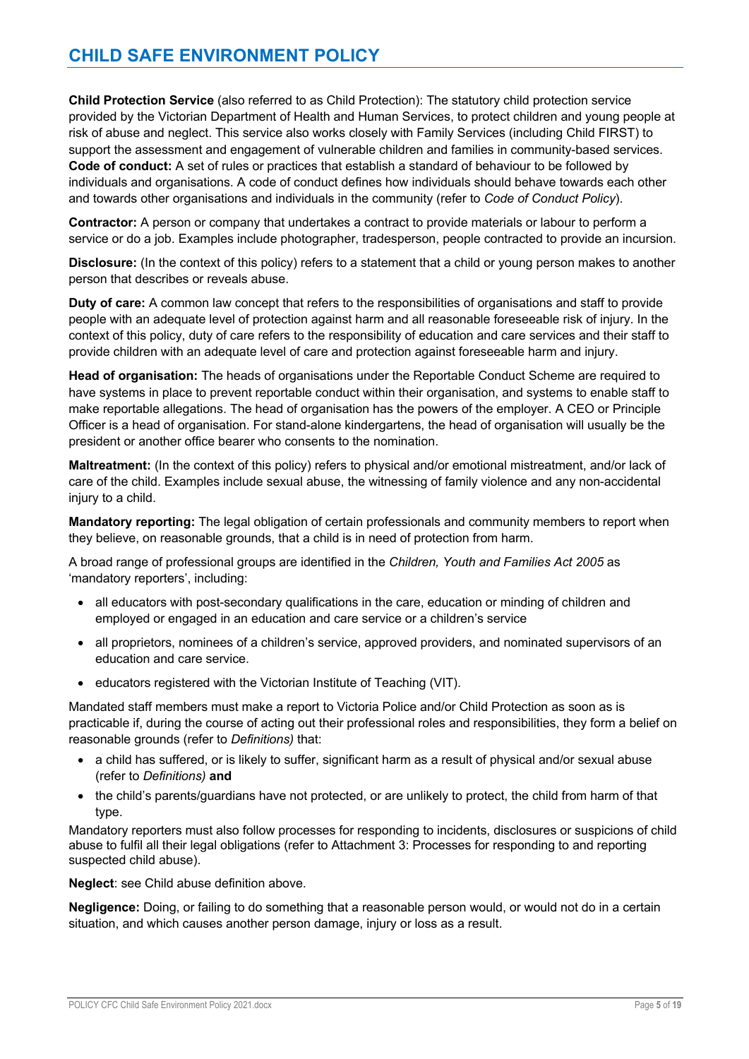**Child Protection Service** (also referred to as Child Protection): The statutory child protection service provided by the Victorian Department of Health and Human Services, to protect children and young people at risk of abuse and neglect. This service also works closely with Family Services (including Child FIRST) to support the assessment and engagement of vulnerable children and families in community-based services.

**Code of conduct:** A set of rules or practices that establish a standard of behaviour to be followed by individuals and organisations. A code of conduct defines how individuals should behave towards each other and towards other organisations and individuals in the community (refer to *Code of Conduct Policy*).

**Contractor:** A person or company that undertakes a contract to provide materials or labour to perform a service or do a job. Examples include photographer, tradesperson, people contracted to provide an incursion.

**Disclosure:** (In the context of this policy) refers to a statement that a child or young person makes to another person that describes or reveals abuse.

**Duty of care:** A common law concept that refers to the responsibilities of organisations and staff to provide people with an adequate level of protection against harm and all reasonable foreseeable risk of injury. In the context of this policy, duty of care refers to the responsibility of education and care services and their staff to provide children with an adequate level of care and protection against foreseeable harm and injury.

**Head of organisation:** The heads of organisations under the Reportable Conduct Scheme are required to have systems in place to prevent reportable conduct within their organisation, and systems to enable staff to make reportable allegations. The head of organisation has the powers of the employer. A CEO or Principle Officer is a head of organisation. For stand-alone kindergartens, the head of organisation will usually be the president or another office bearer who consents to the nomination.

**Maltreatment:** (In the context of this policy) refers to physical and/or emotional mistreatment, and/or lack of care of the child. Examples include sexual abuse, the witnessing of family violence and any non-accidental injury to a child.

**Mandatory reporting:** The legal obligation of certain professionals and community members to report when they believe, on reasonable grounds, that a child is in need of protection from harm.

A broad range of professional groups are identified in the *Children, Youth and Families Act 2005* as 'mandatory reporters', including:

- all educators with post-secondary qualifications in the care, education or minding of children and employed or engaged in an education and care service or a children's service
- all proprietors, nominees of a children's service, approved providers, and nominated supervisors of an education and care service.
- educators registered with the Victorian Institute of Teaching (VIT).

Mandated staff members must make a report to Victoria Police and/or Child Protection as soon as is practicable if, during the course of acting out their professional roles and responsibilities, they form a belief on reasonable grounds (refer to *Definitions)* that:

- a child has suffered, or is likely to suffer, significant harm as a result of physical and/or sexual abuse (refer to *Definitions)* **and**
- the child's parents/guardians have not protected, or are unlikely to protect, the child from harm of that type.

Mandatory reporters must also follow processes for responding to incidents, disclosures or suspicions of child abuse to fulfil all their legal obligations (refer to Attachment 3: Processes for responding to and reporting suspected child abuse).

**Neglect**: see Child abuse definition above.

**Negligence:** Doing, or failing to do something that a reasonable person would, or would not do in a certain situation, and which causes another person damage, injury or loss as a result.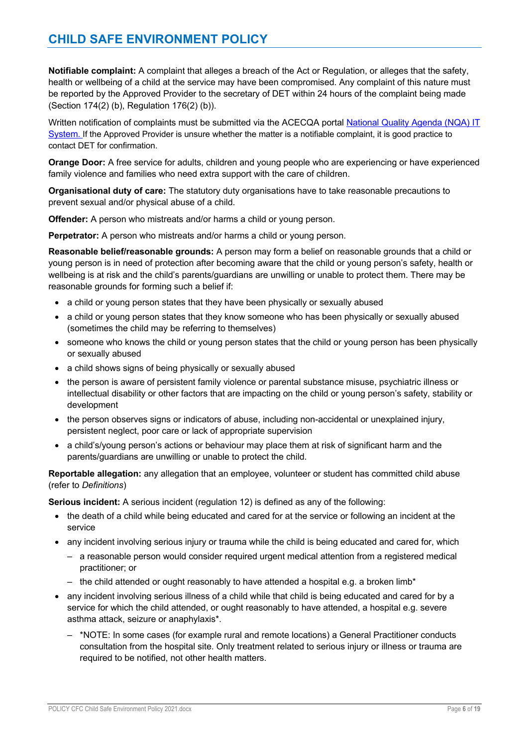**Notifiable complaint:** A complaint that alleges a breach of the Act or Regulation, or alleges that the safety, health or wellbeing of a child at the service may have been compromised. Any complaint of this nature must be reported by the Approved Provider to the secretary of DET within 24 hours of the complaint being made (Section 174(2) (b), Regulation 176(2) (b)).

Written notification of complaints must be submitted via the ACECQA portal [National Quality Agenda (NQA) IT System.](#) If the Approved Provider is unsure whether the matter is a notifiable complaint, it is good practice to contact DET for confirmation.

**Orange Door:** A free service for adults, children and young people who are experiencing or have experienced family violence and families who need extra support with the care of children.

**Organisational duty of care:** The statutory duty organisations have to take reasonable precautions to prevent sexual and/or physical abuse of a child.

**Offender:** A person who mistreats and/or harms a child or young person.

**Perpetrator:** A person who mistreats and/or harms a child or young person.

**Reasonable belief/reasonable grounds:** A person may form a belief on reasonable grounds that a child or young person is in need of protection after becoming aware that the child or young person's safety, health or wellbeing is at risk and the child's parents/guardians are unwilling or unable to protect them. There may be reasonable grounds for forming such a belief if:

- a child or young person states that they have been physically or sexually abused
- a child or young person states that they know someone who has been physically or sexually abused (sometimes the child may be referring to themselves)
- someone who knows the child or young person states that the child or young person has been physically or sexually abused
- a child shows signs of being physically or sexually abused
- the person is aware of persistent family violence or parental substance misuse, psychiatric illness or intellectual disability or other factors that are impacting on the child or young person's safety, stability or development
- the person observes signs or indicators of abuse, including non-accidental or unexplained injury, persistent neglect, poor care or lack of appropriate supervision
- a child's/young person's actions or behaviour may place them at risk of significant harm and the parents/guardians are unwilling or unable to protect the child.

**Reportable allegation:** any allegation that an employee, volunteer or student has committed child abuse (refer to *Definitions*)

**Serious incident:** A serious incident (regulation 12) is defined as any of the following:

- the death of a child while being educated and cared for at the service or following an incident at the service
- any incident involving serious injury or trauma while the child is being educated and cared for, which
  - a reasonable person would consider required urgent medical attention from a registered medical practitioner; or
  - the child attended or ought reasonably to have attended a hospital e.g. a broken limb*
- any incident involving serious illness of a child while that child is being educated and cared for by a service for which the child attended, or ought reasonably to have attended, a hospital e.g. severe asthma attack, seizure or anaphylaxis*.
  - *NOTE: In some cases (for example rural and remote locations) a General Practitioner conducts consultation from the hospital site. Only treatment related to serious injury or illness or trauma are required to be notified, not other health matters.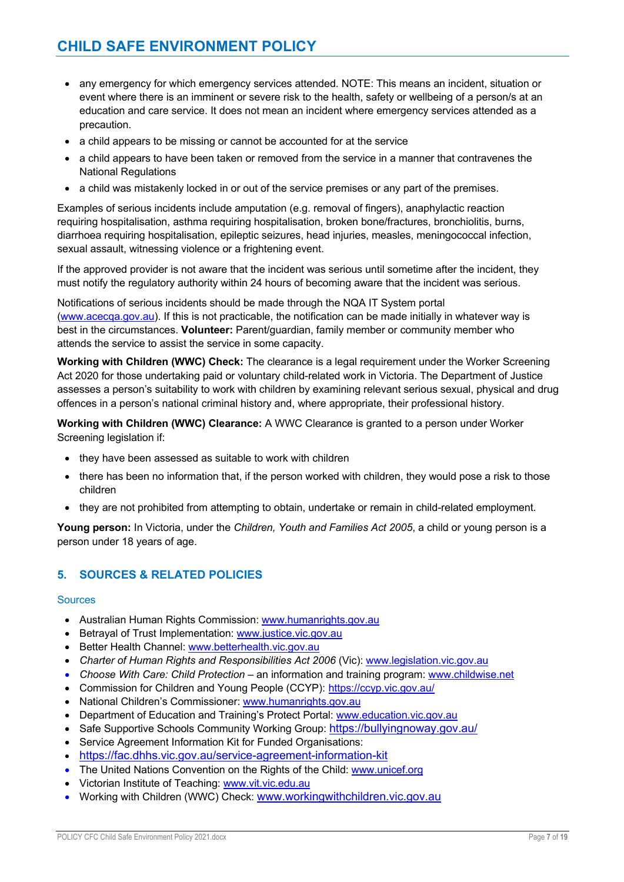- any emergency for which emergency services attended. NOTE: This means an incident, situation or event where there is an imminent or severe risk to the health, safety or wellbeing of a person/s at an education and care service. It does not mean an incident where emergency services attended as a precaution.
- a child appears to be missing or cannot be accounted for at the service
- a child appears to have been taken or removed from the service in a manner that contravenes the National Regulations
- a child was mistakenly locked in or out of the service premises or any part of the premises.

Examples of serious incidents include amputation (e.g. removal of fingers), anaphylactic reaction requiring hospitalisation, asthma requiring hospitalisation, broken bone/fractures, bronchiolitis, burns, diarrhoea requiring hospitalisation, epileptic seizures, head injuries, measles, meningococcal infection, sexual assault, witnessing violence or a frightening event.

If the approved provider is not aware that the incident was serious until sometime after the incident, they must notify the regulatory authority within 24 hours of becoming aware that the incident was serious.

Notifications of serious incidents should be made through the NQA IT System portal (www.acecqa.gov.au). If this is not practicable, the notification can be made initially in whatever way is best in the circumstances. **Volunteer:** Parent/guardian, family member or community member who attends the service to assist the service in some capacity.

**Working with Children (WWC) Check:** The clearance is a legal requirement under the Worker Screening Act 2020 for those undertaking paid or voluntary child-related work in Victoria. The Department of Justice assesses a person's suitability to work with children by examining relevant serious sexual, physical and drug offences in a person's national criminal history and, where appropriate, their professional history.

**Working with Children (WWC) Clearance:** A WWC Clearance is granted to a person under Worker Screening legislation if:

- they have been assessed as suitable to work with children
- there has been no information that, if the person worked with children, they would pose a risk to those children
- they are not prohibited from attempting to obtain, undertake or remain in child-related employment.

**Young person:** In Victoria, under the *Children, Youth and Families Act 2005*, a child or young person is a person under 18 years of age.

## 5. SOURCES & RELATED POLICIES

### Sources

- Australian Human Rights Commission: www.humanrights.gov.au
- Betrayal of Trust Implementation: www.justice.vic.gov.au
- Better Health Channel: www.betterhealth.vic.gov.au
- *Charter of Human Rights and Responsibilities Act 2006* (Vic): www.legislation.vic.gov.au
- *Choose With Care: Child Protection* – an information and training program: www.childwise.net
- Commission for Children and Young People (CCYP): https://ccyp.vic.gov.au/
- National Children's Commissioner: www.humanrights.gov.au
- Department of Education and Training's Protect Portal: www.education.vic.gov.au
- Safe Supportive Schools Community Working Group: https://bullyingnoway.gov.au/
- Service Agreement Information Kit for Funded Organisations:
- https://fac.dhhs.vic.gov.au/service-agreement-information-kit
- The United Nations Convention on the Rights of the Child: www.unicef.org
- Victorian Institute of Teaching: www.vit.vic.edu.au
- Working with Children (WWC) Check: www.workingwithchildren.vic.gov.au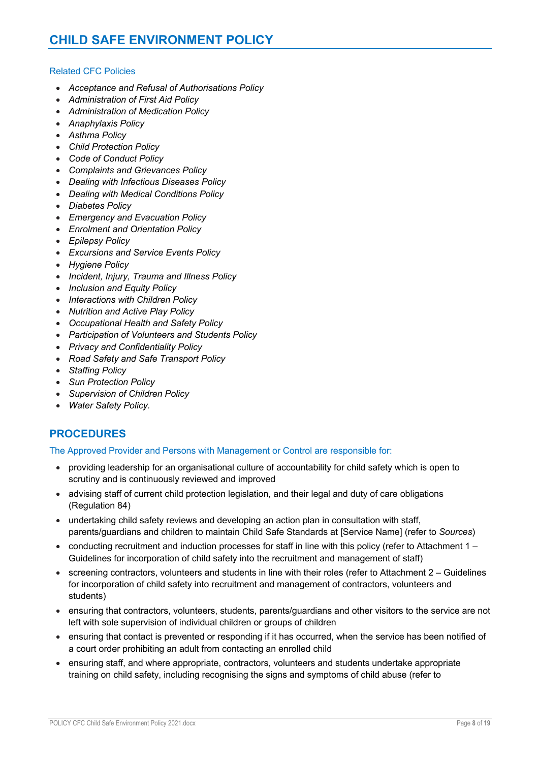# CHILD SAFE ENVIRONMENT POLICY

### Related CFC Policies

- *Acceptance and Refusal of Authorisations Policy*
- *Administration of First Aid Policy*
- *Administration of Medication Policy*
- *Anaphylaxis Policy*
- *Asthma Policy*
- *Child Protection Policy*
- *Code of Conduct Policy*
- *Complaints and Grievances Policy*
- *Dealing with Infectious Diseases Policy*
- *Dealing with Medical Conditions Policy*
- *Diabetes Policy*
- *Emergency and Evacuation Policy*
- *Enrolment and Orientation Policy*
- *Epilepsy Policy*
- *Excursions and Service Events Policy*
- *Hygiene Policy*
- *Incident, Injury, Trauma and Illness Policy*
- *Inclusion and Equity Policy*
- *Interactions with Children Policy*
- *Nutrition and Active Play Policy*
- *Occupational Health and Safety Policy*
- *Participation of Volunteers and Students Policy*
- *Privacy and Confidentiality Policy*
- *Road Safety and Safe Transport Policy*
- *Staffing Policy*
- *Sun Protection Policy*
- *Supervision of Children Policy*
- *Water Safety Policy.*

## PROCEDURES

### The Approved Provider and Persons with Management or Control are responsible for:

- providing leadership for an organisational culture of accountability for child safety which is open to scrutiny and is continuously reviewed and improved
- advising staff of current child protection legislation, and their legal and duty of care obligations (Regulation 84)
- undertaking child safety reviews and developing an action plan in consultation with staff, parents/guardians and children to maintain Child Safe Standards at [Service Name] (refer to *Sources*)
- conducting recruitment and induction processes for staff in line with this policy (refer to Attachment 1 – Guidelines for incorporation of child safety into the recruitment and management of staff)
- screening contractors, volunteers and students in line with their roles (refer to Attachment 2 – Guidelines for incorporation of child safety into recruitment and management of contractors, volunteers and students)
- ensuring that contractors, volunteers, students, parents/guardians and other visitors to the service are not left with sole supervision of individual children or groups of children
- ensuring that contact is prevented or responding if it has occurred, when the service has been notified of a court order prohibiting an adult from contacting an enrolled child
- ensuring staff, and where appropriate, contractors, volunteers and students undertake appropriate training on child safety, including recognising the signs and symptoms of child abuse (refer to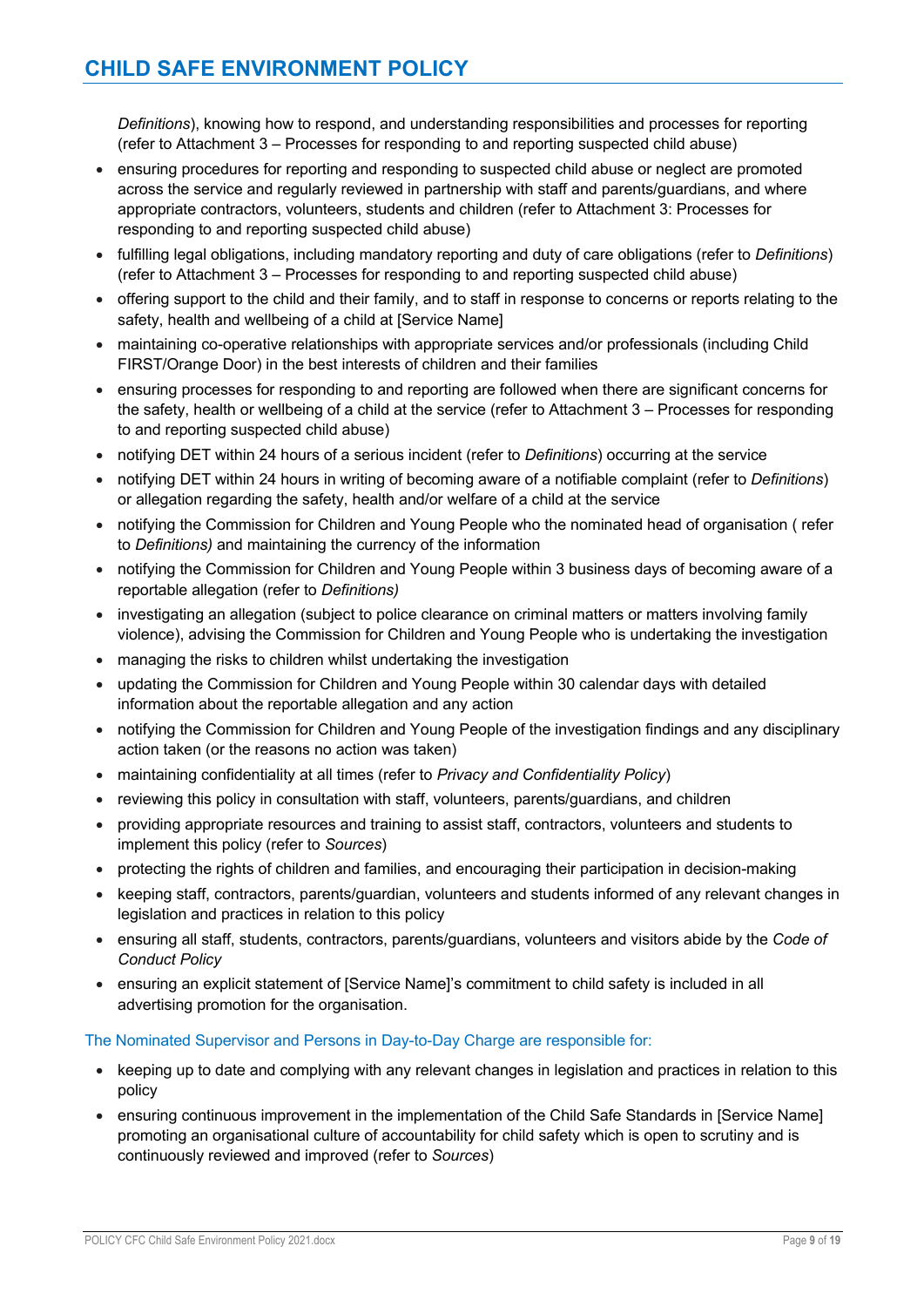*Definitions*), knowing how to respond, and understanding responsibilities and processes for reporting (refer to Attachment 3 – Processes for responding to and reporting suspected child abuse)

- ensuring procedures for reporting and responding to suspected child abuse or neglect are promoted across the service and regularly reviewed in partnership with staff and parents/guardians, and where appropriate contractors, volunteers, students and children (refer to Attachment 3: Processes for responding to and reporting suspected child abuse)
- fulfilling legal obligations, including mandatory reporting and duty of care obligations (refer to *Definitions*) (refer to Attachment 3 – Processes for responding to and reporting suspected child abuse)
- offering support to the child and their family, and to staff in response to concerns or reports relating to the safety, health and wellbeing of a child at [Service Name]
- maintaining co-operative relationships with appropriate services and/or professionals (including Child FIRST/Orange Door) in the best interests of children and their families
- ensuring processes for responding to and reporting are followed when there are significant concerns for the safety, health or wellbeing of a child at the service (refer to Attachment 3 – Processes for responding to and reporting suspected child abuse)
- notifying DET within 24 hours of a serious incident (refer to *Definitions*) occurring at the service
- notifying DET within 24 hours in writing of becoming aware of a notifiable complaint (refer to *Definitions*) or allegation regarding the safety, health and/or welfare of a child at the service
- notifying the Commission for Children and Young People who the nominated head of organisation ( refer to *Definitions)* and maintaining the currency of the information
- notifying the Commission for Children and Young People within 3 business days of becoming aware of a reportable allegation (refer to *Definitions)*
- investigating an allegation (subject to police clearance on criminal matters or matters involving family violence), advising the Commission for Children and Young People who is undertaking the investigation
- managing the risks to children whilst undertaking the investigation
- updating the Commission for Children and Young People within 30 calendar days with detailed information about the reportable allegation and any action
- notifying the Commission for Children and Young People of the investigation findings and any disciplinary action taken (or the reasons no action was taken)
- maintaining confidentiality at all times (refer to *Privacy and Confidentiality Policy*)
- reviewing this policy in consultation with staff, volunteers, parents/guardians, and children
- providing appropriate resources and training to assist staff, contractors, volunteers and students to implement this policy (refer to *Sources*)
- protecting the rights of children and families, and encouraging their participation in decision-making
- keeping staff, contractors, parents/guardian, volunteers and students informed of any relevant changes in legislation and practices in relation to this policy
- ensuring all staff, students, contractors, parents/guardians, volunteers and visitors abide by the *Code of Conduct Policy*
- ensuring an explicit statement of [Service Name]'s commitment to child safety is included in all advertising promotion for the organisation.

### The Nominated Supervisor and Persons in Day-to-Day Charge are responsible for:

- keeping up to date and complying with any relevant changes in legislation and practices in relation to this policy
- ensuring continuous improvement in the implementation of the Child Safe Standards in [Service Name] promoting an organisational culture of accountability for child safety which is open to scrutiny and is continuously reviewed and improved (refer to *Sources*)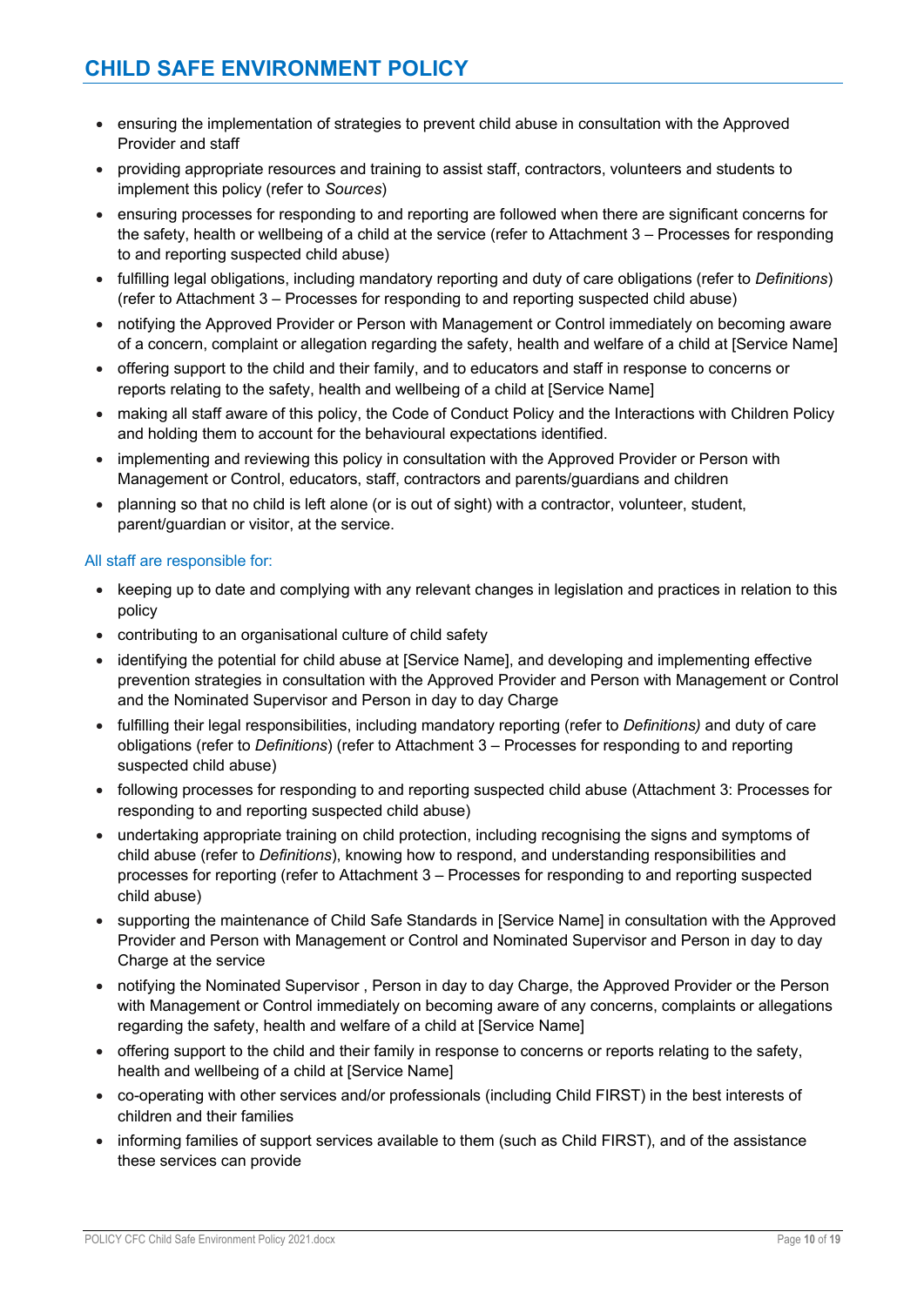- ensuring the implementation of strategies to prevent child abuse in consultation with the Approved Provider and staff
- providing appropriate resources and training to assist staff, contractors, volunteers and students to implement this policy (refer to *Sources*)
- ensuring processes for responding to and reporting are followed when there are significant concerns for the safety, health or wellbeing of a child at the service (refer to Attachment 3 – Processes for responding to and reporting suspected child abuse)
- fulfilling legal obligations, including mandatory reporting and duty of care obligations (refer to *Definitions*) (refer to Attachment 3 – Processes for responding to and reporting suspected child abuse)
- notifying the Approved Provider or Person with Management or Control immediately on becoming aware of a concern, complaint or allegation regarding the safety, health and welfare of a child at [Service Name]
- offering support to the child and their family, and to educators and staff in response to concerns or reports relating to the safety, health and wellbeing of a child at [Service Name]
- making all staff aware of this policy, the Code of Conduct Policy and the Interactions with Children Policy and holding them to account for the behavioural expectations identified.
- implementing and reviewing this policy in consultation with the Approved Provider or Person with Management or Control, educators, staff, contractors and parents/guardians and children
- planning so that no child is left alone (or is out of sight) with a contractor, volunteer, student, parent/guardian or visitor, at the service.

### All staff are responsible for:

- keeping up to date and complying with any relevant changes in legislation and practices in relation to this policy
- contributing to an organisational culture of child safety
- identifying the potential for child abuse at [Service Name], and developing and implementing effective prevention strategies in consultation with the Approved Provider and Person with Management or Control and the Nominated Supervisor and Person in day to day Charge
- fulfilling their legal responsibilities, including mandatory reporting (refer to *Definitions)* and duty of care obligations (refer to *Definitions*) (refer to Attachment 3 – Processes for responding to and reporting suspected child abuse)
- following processes for responding to and reporting suspected child abuse (Attachment 3: Processes for responding to and reporting suspected child abuse)
- undertaking appropriate training on child protection, including recognising the signs and symptoms of child abuse (refer to *Definitions*), knowing how to respond, and understanding responsibilities and processes for reporting (refer to Attachment 3 – Processes for responding to and reporting suspected child abuse)
- supporting the maintenance of Child Safe Standards in [Service Name] in consultation with the Approved Provider and Person with Management or Control and Nominated Supervisor and Person in day to day Charge at the service
- notifying the Nominated Supervisor , Person in day to day Charge, the Approved Provider or the Person with Management or Control immediately on becoming aware of any concerns, complaints or allegations regarding the safety, health and welfare of a child at [Service Name]
- offering support to the child and their family in response to concerns or reports relating to the safety, health and wellbeing of a child at [Service Name]
- co-operating with other services and/or professionals (including Child FIRST) in the best interests of children and their families
- informing families of support services available to them (such as Child FIRST), and of the assistance these services can provide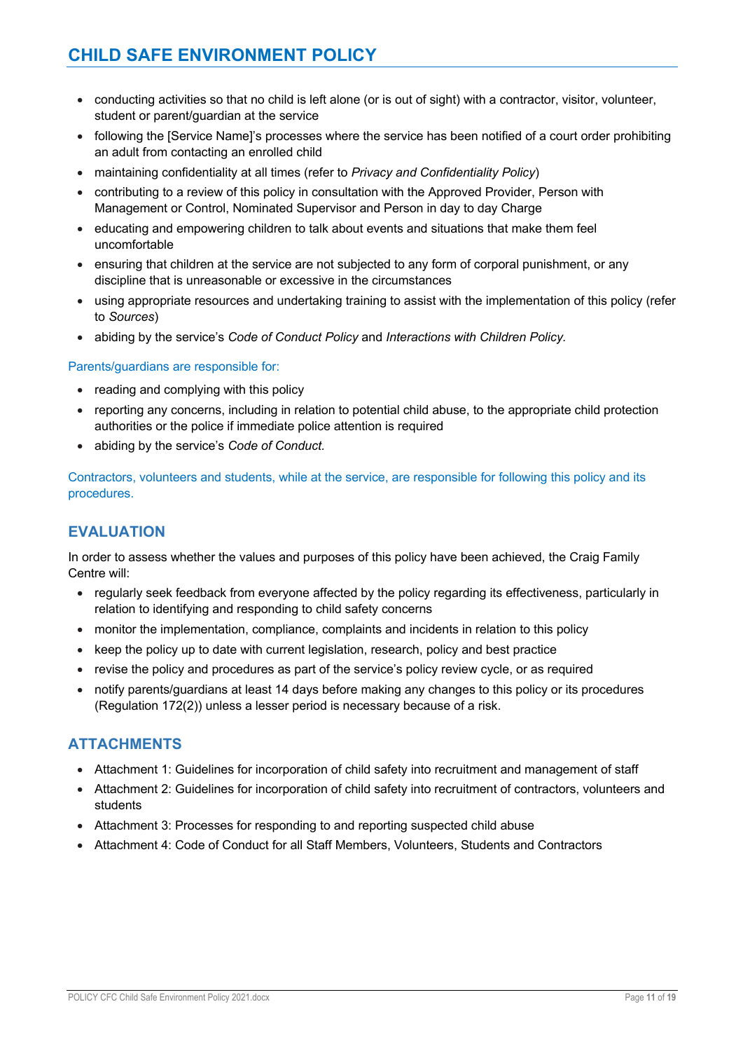- conducting activities so that no child is left alone (or is out of sight) with a contractor, visitor, volunteer, student or parent/guardian at the service
- following the [Service Name]'s processes where the service has been notified of a court order prohibiting an adult from contacting an enrolled child
- maintaining confidentiality at all times (refer to *Privacy and Confidentiality Policy*)
- contributing to a review of this policy in consultation with the Approved Provider, Person with Management or Control, Nominated Supervisor and Person in day to day Charge
- educating and empowering children to talk about events and situations that make them feel uncomfortable
- ensuring that children at the service are not subjected to any form of corporal punishment, or any discipline that is unreasonable or excessive in the circumstances
- using appropriate resources and undertaking training to assist with the implementation of this policy (refer to *Sources*)
- abiding by the service's *Code of Conduct Policy* and *Interactions with Children Policy.*

Parents/guardians are responsible for:

- reading and complying with this policy
- reporting any concerns, including in relation to potential child abuse, to the appropriate child protection authorities or the police if immediate police attention is required
- abiding by the service's *Code of Conduct.*

Contractors, volunteers and students, while at the service, are responsible for following this policy and its procedures.

## EVALUATION

In order to assess whether the values and purposes of this policy have been achieved, the Craig Family Centre will:

- regularly seek feedback from everyone affected by the policy regarding its effectiveness, particularly in relation to identifying and responding to child safety concerns
- monitor the implementation, compliance, complaints and incidents in relation to this policy
- keep the policy up to date with current legislation, research, policy and best practice
- revise the policy and procedures as part of the service's policy review cycle, or as required
- notify parents/guardians at least 14 days before making any changes to this policy or its procedures (Regulation 172(2)) unless a lesser period is necessary because of a risk.

## ATTACHMENTS

- Attachment 1: Guidelines for incorporation of child safety into recruitment and management of staff
- Attachment 2: Guidelines for incorporation of child safety into recruitment of contractors, volunteers and students
- Attachment 3: Processes for responding to and reporting suspected child abuse
- Attachment 4: Code of Conduct for all Staff Members, Volunteers, Students and Contractors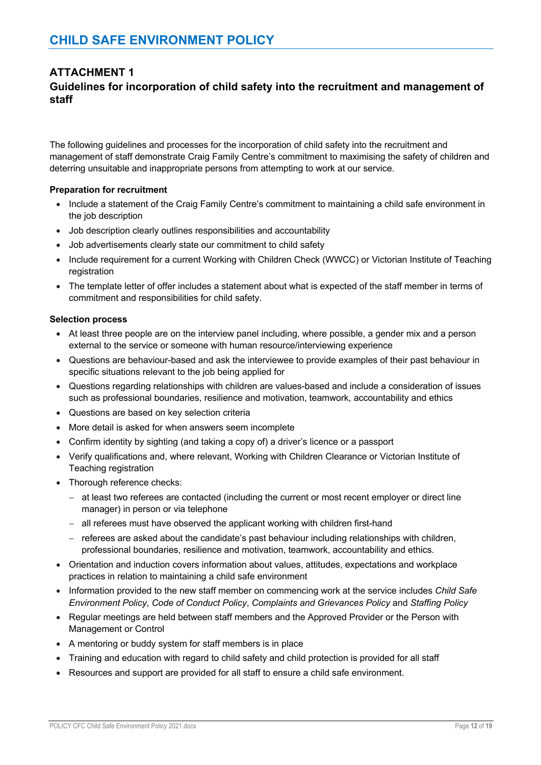# CHILD SAFE ENVIRONMENT POLICY

## ATTACHMENT 1

## Guidelines for incorporation of child safety into the recruitment and management of staff

The following guidelines and processes for the incorporation of child safety into the recruitment and management of staff demonstrate Craig Family Centre's commitment to maximising the safety of children and deterring unsuitable and inappropriate persons from attempting to work at our service.

**Preparation for recruitment**

- Include a statement of the Craig Family Centre's commitment to maintaining a child safe environment in the job description
- Job description clearly outlines responsibilities and accountability
- Job advertisements clearly state our commitment to child safety
- Include requirement for a current Working with Children Check (WWCC) or Victorian Institute of Teaching registration
- The template letter of offer includes a statement about what is expected of the staff member in terms of commitment and responsibilities for child safety.

**Selection process**

- At least three people are on the interview panel including, where possible, a gender mix and a person external to the service or someone with human resource/interviewing experience
- Questions are behaviour-based and ask the interviewee to provide examples of their past behaviour in specific situations relevant to the job being applied for
- Questions regarding relationships with children are values-based and include a consideration of issues such as professional boundaries, resilience and motivation, teamwork, accountability and ethics
- Questions are based on key selection criteria
- More detail is asked for when answers seem incomplete
- Confirm identity by sighting (and taking a copy of) a driver's licence or a passport
- Verify qualifications and, where relevant, Working with Children Clearance or Victorian Institute of Teaching registration
- Thorough reference checks:
  - at least two referees are contacted (including the current or most recent employer or direct line manager) in person or via telephone
  - all referees must have observed the applicant working with children first-hand
  - referees are asked about the candidate's past behaviour including relationships with children, professional boundaries, resilience and motivation, teamwork, accountability and ethics.
- Orientation and induction covers information about values, attitudes, expectations and workplace practices in relation to maintaining a child safe environment
- Information provided to the new staff member on commencing work at the service includes *Child Safe Environment Policy*, *Code of Conduct Policy*, *Complaints and Grievances Policy* and *Staffing Policy*
- Regular meetings are held between staff members and the Approved Provider or the Person with Management or Control
- A mentoring or buddy system for staff members is in place
- Training and education with regard to child safety and child protection is provided for all staff
- Resources and support are provided for all staff to ensure a child safe environment.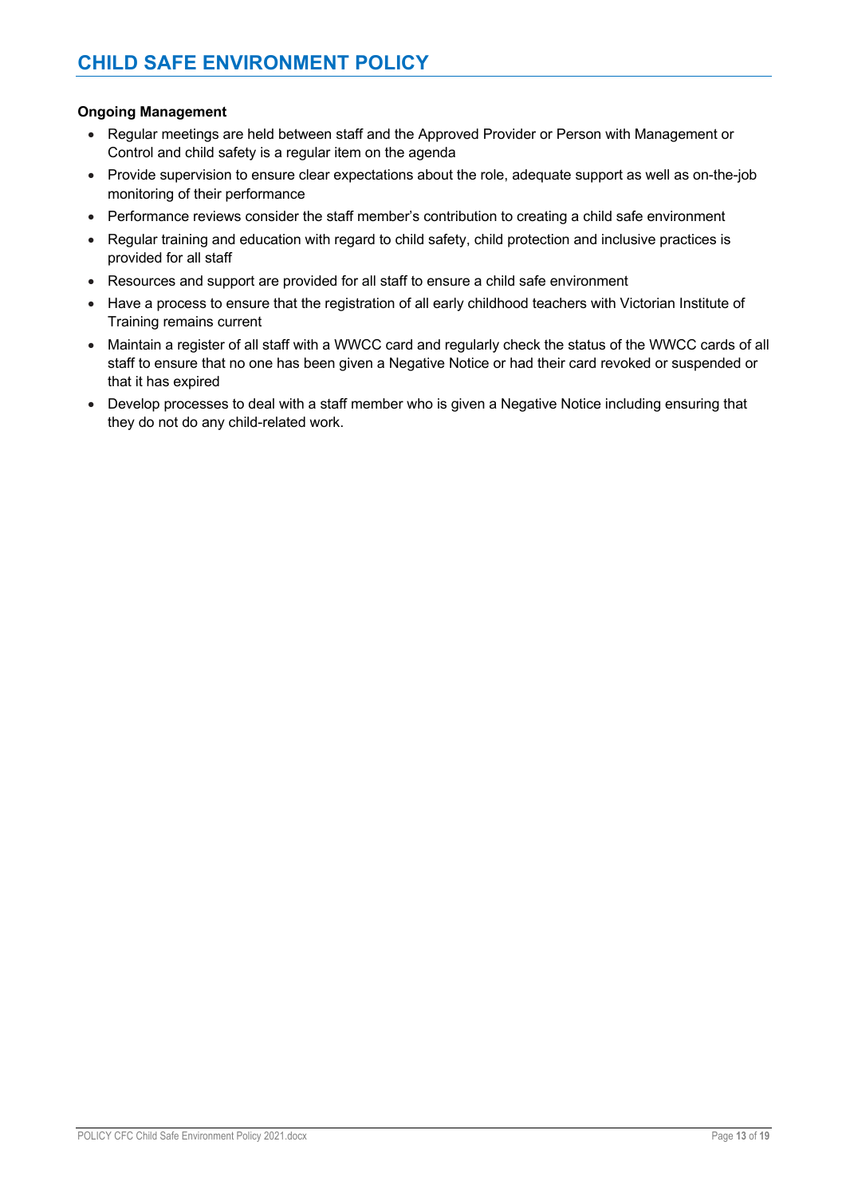**Ongoing Management**

- Regular meetings are held between staff and the Approved Provider or Person with Management or Control and child safety is a regular item on the agenda
- Provide supervision to ensure clear expectations about the role, adequate support as well as on-the-job monitoring of their performance
- Performance reviews consider the staff member's contribution to creating a child safe environment
- Regular training and education with regard to child safety, child protection and inclusive practices is provided for all staff
- Resources and support are provided for all staff to ensure a child safe environment
- Have a process to ensure that the registration of all early childhood teachers with Victorian Institute of Training remains current
- Maintain a register of all staff with a WWCC card and regularly check the status of the WWCC cards of all staff to ensure that no one has been given a Negative Notice or had their card revoked or suspended or that it has expired
- Develop processes to deal with a staff member who is given a Negative Notice including ensuring that they do not do any child-related work.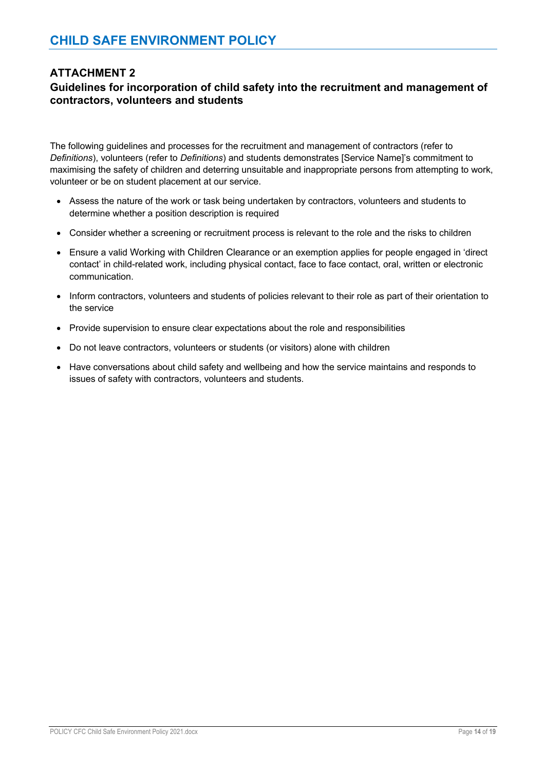# CHILD SAFE ENVIRONMENT POLICY

## ATTACHMENT 2

### Guidelines for incorporation of child safety into the recruitment and management of contractors, volunteers and students

The following guidelines and processes for the recruitment and management of contractors (refer to *Definitions*), volunteers (refer to *Definitions*) and students demonstrates [Service Name]'s commitment to maximising the safety of children and deterring unsuitable and inappropriate persons from attempting to work, volunteer or be on student placement at our service.

- Assess the nature of the work or task being undertaken by contractors, volunteers and students to determine whether a position description is required
- Consider whether a screening or recruitment process is relevant to the role and the risks to children
- Ensure a valid Working with Children Clearance or an exemption applies for people engaged in 'direct contact' in child-related work, including physical contact, face to face contact, oral, written or electronic communication.
- Inform contractors, volunteers and students of policies relevant to their role as part of their orientation to the service
- Provide supervision to ensure clear expectations about the role and responsibilities
- Do not leave contractors, volunteers or students (or visitors) alone with children
- Have conversations about child safety and wellbeing and how the service maintains and responds to issues of safety with contractors, volunteers and students.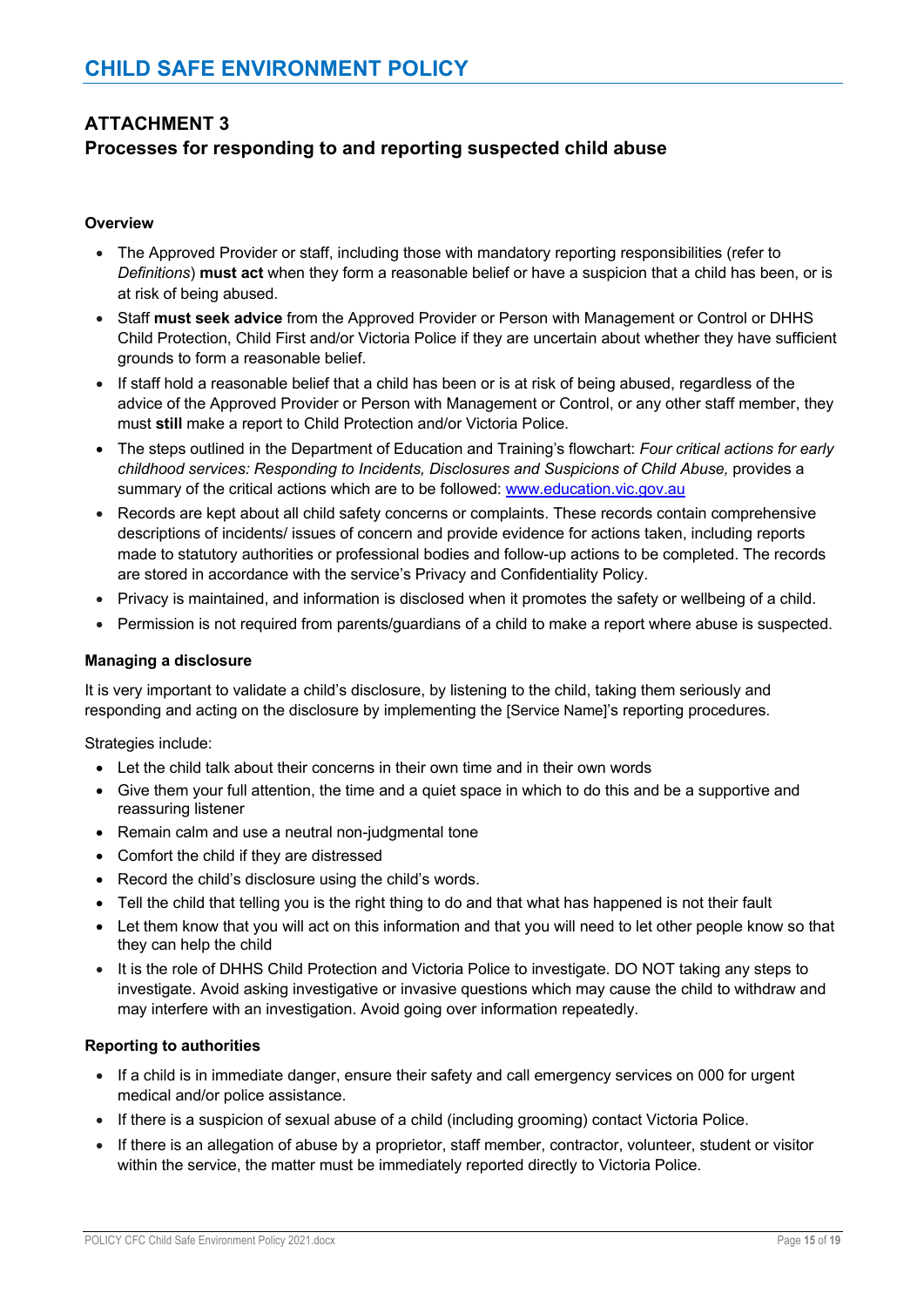## ATTACHMENT 3
## Processes for responding to and reporting suspected child abuse

### Overview

- The Approved Provider or staff, including those with mandatory reporting responsibilities (refer to *Definitions*) **must act** when they form a reasonable belief or have a suspicion that a child has been, or is at risk of being abused.
- Staff **must seek advice** from the Approved Provider or Person with Management or Control or DHHS Child Protection, Child First and/or Victoria Police if they are uncertain about whether they have sufficient grounds to form a reasonable belief.
- If staff hold a reasonable belief that a child has been or is at risk of being abused, regardless of the advice of the Approved Provider or Person with Management or Control, or any other staff member, they must **still** make a report to Child Protection and/or Victoria Police.
- The steps outlined in the Department of Education and Training's flowchart: *Four critical actions for early childhood services: Responding to Incidents, Disclosures and Suspicions of Child Abuse,* provides a summary of the critical actions which are to be followed: [www.education.vic.gov.au](www.education.vic.gov.au)
- Records are kept about all child safety concerns or complaints. These records contain comprehensive descriptions of incidents/ issues of concern and provide evidence for actions taken, including reports made to statutory authorities or professional bodies and follow-up actions to be completed. The records are stored in accordance with the service's Privacy and Confidentiality Policy.
- Privacy is maintained, and information is disclosed when it promotes the safety or wellbeing of a child.
- Permission is not required from parents/guardians of a child to make a report where abuse is suspected.

### Managing a disclosure

It is very important to validate a child's disclosure, by listening to the child, taking them seriously and responding and acting on the disclosure by implementing the [Service Name]'s reporting procedures.

Strategies include:

- Let the child talk about their concerns in their own time and in their own words
- Give them your full attention, the time and a quiet space in which to do this and be a supportive and reassuring listener
- Remain calm and use a neutral non-judgmental tone
- Comfort the child if they are distressed
- Record the child's disclosure using the child's words.
- Tell the child that telling you is the right thing to do and that what has happened is not their fault
- Let them know that you will act on this information and that you will need to let other people know so that they can help the child
- It is the role of DHHS Child Protection and Victoria Police to investigate. DO NOT taking any steps to investigate. Avoid asking investigative or invasive questions which may cause the child to withdraw and may interfere with an investigation. Avoid going over information repeatedly.

### Reporting to authorities

- If a child is in immediate danger, ensure their safety and call emergency services on 000 for urgent medical and/or police assistance.
- If there is a suspicion of sexual abuse of a child (including grooming) contact Victoria Police.
- If there is an allegation of abuse by a proprietor, staff member, contractor, volunteer, student or visitor within the service, the matter must be immediately reported directly to Victoria Police.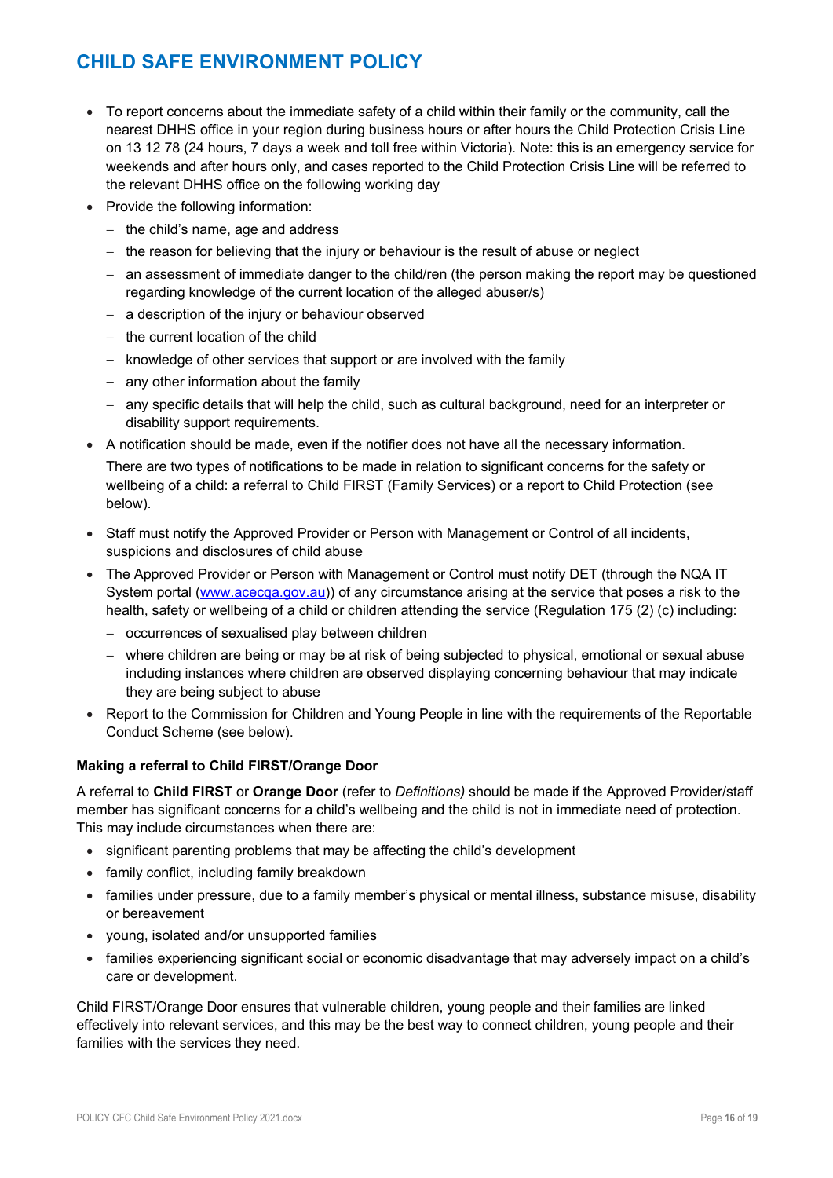- To report concerns about the immediate safety of a child within their family or the community, call the nearest DHHS office in your region during business hours or after hours the Child Protection Crisis Line on 13 12 78 (24 hours, 7 days a week and toll free within Victoria). Note: this is an emergency service for weekends and after hours only, and cases reported to the Child Protection Crisis Line will be referred to the relevant DHHS office on the following working day
- Provide the following information:
  - the child's name, age and address
  - the reason for believing that the injury or behaviour is the result of abuse or neglect
  - an assessment of immediate danger to the child/ren (the person making the report may be questioned regarding knowledge of the current location of the alleged abuser/s)
  - a description of the injury or behaviour observed
  - the current location of the child
  - knowledge of other services that support or are involved with the family
  - any other information about the family
  - any specific details that will help the child, such as cultural background, need for an interpreter or disability support requirements.
- A notification should be made, even if the notifier does not have all the necessary information.

  There are two types of notifications to be made in relation to significant concerns for the safety or wellbeing of a child: a referral to Child FIRST (Family Services) or a report to Child Protection (see below).
- Staff must notify the Approved Provider or Person with Management or Control of all incidents, suspicions and disclosures of child abuse
- The Approved Provider or Person with Management or Control must notify DET (through the NQA IT System portal (www.acecqa.gov.au)) of any circumstance arising at the service that poses a risk to the health, safety or wellbeing of a child or children attending the service (Regulation 175 (2) (c) including:
  - occurrences of sexualised play between children
  - where children are being or may be at risk of being subjected to physical, emotional or sexual abuse including instances where children are observed displaying concerning behaviour that may indicate they are being subject to abuse
- Report to the Commission for Children and Young People in line with the requirements of the Reportable Conduct Scheme (see below).

**Making a referral to Child FIRST/Orange Door**

A referral to **Child FIRST** or **Orange Door** (refer to *Definitions)* should be made if the Approved Provider/staff member has significant concerns for a child's wellbeing and the child is not in immediate need of protection. This may include circumstances when there are:

- significant parenting problems that may be affecting the child's development
- family conflict, including family breakdown
- families under pressure, due to a family member's physical or mental illness, substance misuse, disability or bereavement
- young, isolated and/or unsupported families
- families experiencing significant social or economic disadvantage that may adversely impact on a child's care or development.

Child FIRST/Orange Door ensures that vulnerable children, young people and their families are linked effectively into relevant services, and this may be the best way to connect children, young people and their families with the services they need.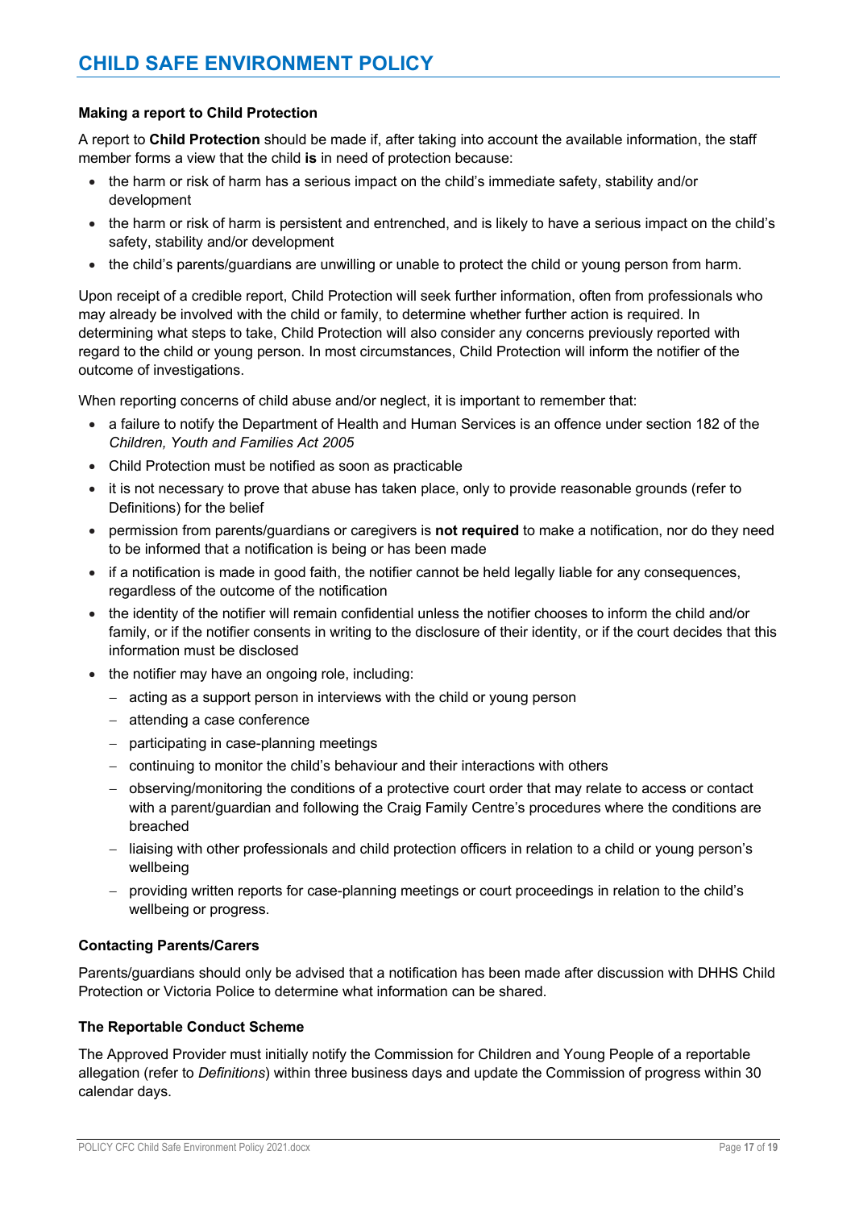# CHILD SAFE ENVIRONMENT POLICY

**Making a report to Child Protection**

A report to **Child Protection** should be made if, after taking into account the available information, the staff member forms a view that the child **is** in need of protection because:

- the harm or risk of harm has a serious impact on the child's immediate safety, stability and/or development
- the harm or risk of harm is persistent and entrenched, and is likely to have a serious impact on the child's safety, stability and/or development
- the child's parents/guardians are unwilling or unable to protect the child or young person from harm.

Upon receipt of a credible report, Child Protection will seek further information, often from professionals who may already be involved with the child or family, to determine whether further action is required. In determining what steps to take, Child Protection will also consider any concerns previously reported with regard to the child or young person. In most circumstances, Child Protection will inform the notifier of the outcome of investigations.

When reporting concerns of child abuse and/or neglect, it is important to remember that:

- a failure to notify the Department of Health and Human Services is an offence under section 182 of the *Children, Youth and Families Act 2005*
- Child Protection must be notified as soon as practicable
- it is not necessary to prove that abuse has taken place, only to provide reasonable grounds (refer to Definitions) for the belief
- permission from parents/guardians or caregivers is **not required** to make a notification, nor do they need to be informed that a notification is being or has been made
- if a notification is made in good faith, the notifier cannot be held legally liable for any consequences, regardless of the outcome of the notification
- the identity of the notifier will remain confidential unless the notifier chooses to inform the child and/or family, or if the notifier consents in writing to the disclosure of their identity, or if the court decides that this information must be disclosed
- the notifier may have an ongoing role, including:
  - acting as a support person in interviews with the child or young person
  - attending a case conference
  - participating in case-planning meetings
  - continuing to monitor the child's behaviour and their interactions with others
  - observing/monitoring the conditions of a protective court order that may relate to access or contact with a parent/guardian and following the Craig Family Centre's procedures where the conditions are breached
  - liaising with other professionals and child protection officers in relation to a child or young person's wellbeing
  - providing written reports for case-planning meetings or court proceedings in relation to the child's wellbeing or progress.

**Contacting Parents/Carers**

Parents/guardians should only be advised that a notification has been made after discussion with DHHS Child Protection or Victoria Police to determine what information can be shared.

**The Reportable Conduct Scheme**

The Approved Provider must initially notify the Commission for Children and Young People of a reportable allegation (refer to *Definitions*) within three business days and update the Commission of progress within 30 calendar days.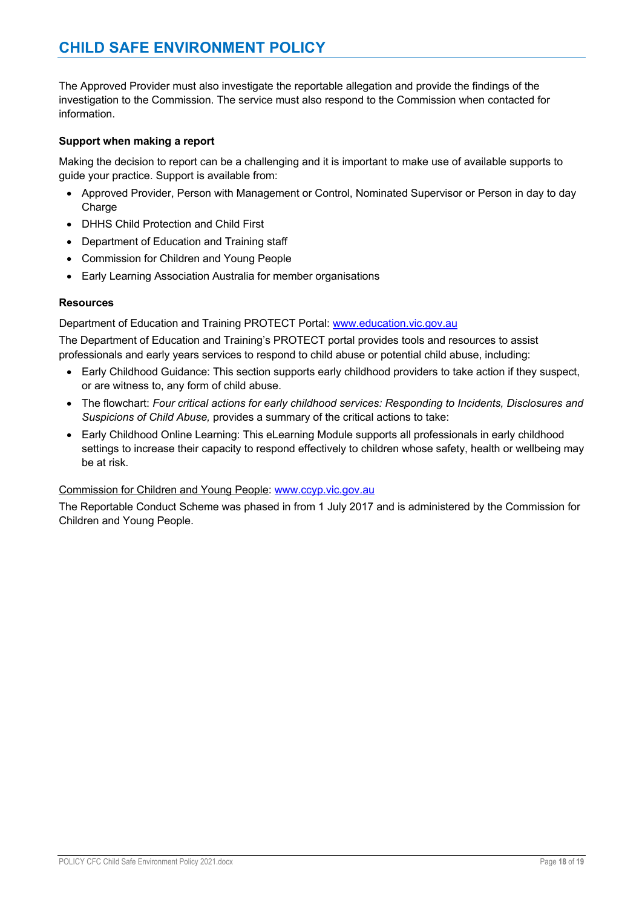The Approved Provider must also investigate the reportable allegation and provide the findings of the investigation to the Commission. The service must also respond to the Commission when contacted for information.

**Support when making a report**

Making the decision to report can be a challenging and it is important to make use of available supports to guide your practice. Support is available from:

- Approved Provider, Person with Management or Control, Nominated Supervisor or Person in day to day Charge
- DHHS Child Protection and Child First
- Department of Education and Training staff
- Commission for Children and Young People
- Early Learning Association Australia for member organisations

**Resources**

Department of Education and Training PROTECT Portal: [www.education.vic.gov.au](www.education.vic.gov.au)

The Department of Education and Training's PROTECT portal provides tools and resources to assist professionals and early years services to respond to child abuse or potential child abuse, including:

- Early Childhood Guidance: This section supports early childhood providers to take action if they suspect, or are witness to, any form of child abuse.
- The flowchart: *Four critical actions for early childhood services: Responding to Incidents, Disclosures and Suspicions of Child Abuse,* provides a summary of the critical actions to take:
- Early Childhood Online Learning: This eLearning Module supports all professionals in early childhood settings to increase their capacity to respond effectively to children whose safety, health or wellbeing may be at risk.

Commission for Children and Young People: [www.ccyp.vic.gov.au](www.ccyp.vic.gov.au)

The Reportable Conduct Scheme was phased in from 1 July 2017 and is administered by the Commission for Children and Young People.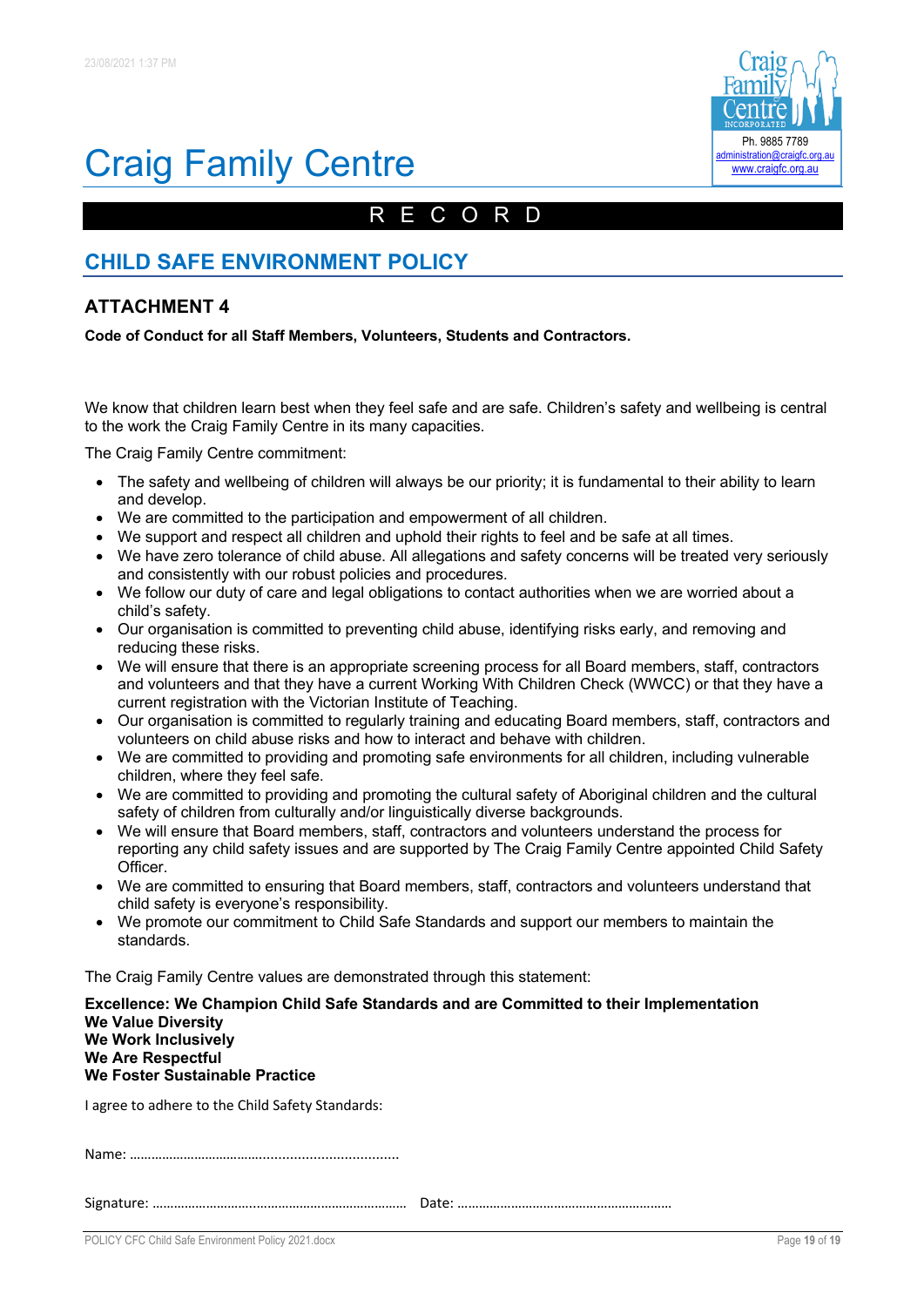# Craig Family Centre

RECORD

## CHILD SAFE ENVIRONMENT POLICY

### ATTACHMENT 4

**Code of Conduct for all Staff Members, Volunteers, Students and Contractors.**

We know that children learn best when they feel safe and are safe. Children's safety and wellbeing is central to the work the Craig Family Centre in its many capacities.

The Craig Family Centre commitment:

- The safety and wellbeing of children will always be our priority; it is fundamental to their ability to learn and develop.
- We are committed to the participation and empowerment of all children.
- We support and respect all children and uphold their rights to feel and be safe at all times.
- We have zero tolerance of child abuse. All allegations and safety concerns will be treated very seriously and consistently with our robust policies and procedures.
- We follow our duty of care and legal obligations to contact authorities when we are worried about a child's safety.
- Our organisation is committed to preventing child abuse, identifying risks early, and removing and reducing these risks.
- We will ensure that there is an appropriate screening process for all Board members, staff, contractors and volunteers and that they have a current Working With Children Check (WWCC) or that they have a current registration with the Victorian Institute of Teaching.
- Our organisation is committed to regularly training and educating Board members, staff, contractors and volunteers on child abuse risks and how to interact and behave with children.
- We are committed to providing and promoting safe environments for all children, including vulnerable children, where they feel safe.
- We are committed to providing and promoting the cultural safety of Aboriginal children and the cultural safety of children from culturally and/or linguistically diverse backgrounds.
- We will ensure that Board members, staff, contractors and volunteers understand the process for reporting any child safety issues and are supported by The Craig Family Centre appointed Child Safety Officer.
- We are committed to ensuring that Board members, staff, contractors and volunteers understand that child safety is everyone's responsibility.
- We promote our commitment to Child Safe Standards and support our members to maintain the standards.

The Craig Family Centre values are demonstrated through this statement:

**Excellence: We Champion Child Safe Standards and are Committed to their Implementation**
**We Value Diversity**
**We Work Inclusively**
**We Are Respectful**
**We Foster Sustainable Practice**

I agree to adhere to the Child Safety Standards:

Name: ………………………………………………………………

Signature: ……………………………………………………………… Date: ……………………………………………………